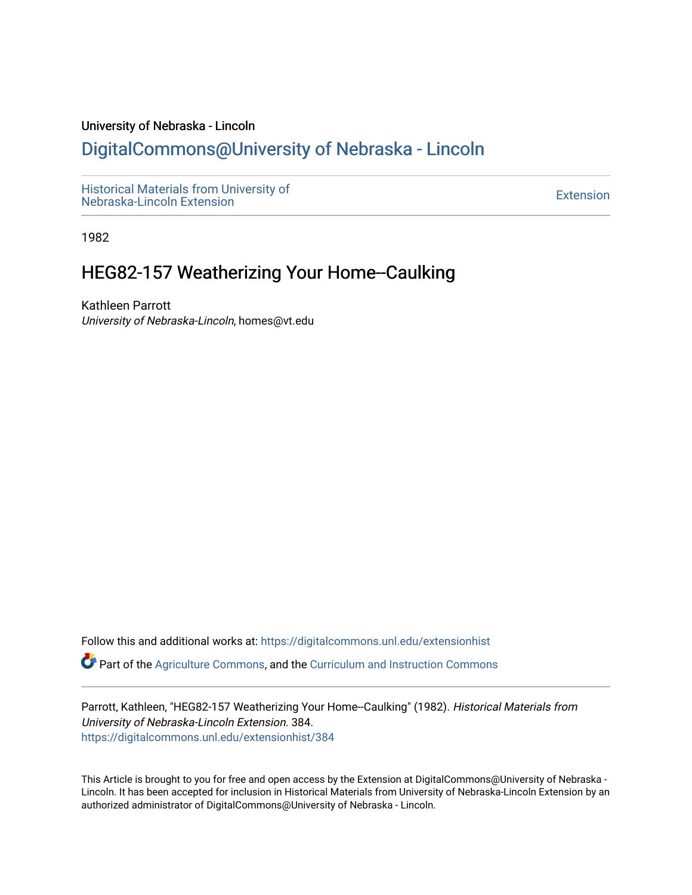University of Nebraska - Lincoln

## DigitalCommons@University of Nebraska - Lincoln

Historical Materials from University of Nebraska-Lincoln Extension

Extension

1982

# HEG82-157 Weatherizing Your Home--Caulking

Kathleen Parrott

*University of Nebraska-Lincoln*, homes@vt.edu

Follow this and additional works at: https://digitalcommons.unl.edu/extensionhist

Part of the Agriculture Commons, and the Curriculum and Instruction Commons

Parrott, Kathleen, "HEG82-157 Weatherizing Your Home--Caulking" (1982). *Historical Materials from University of Nebraska-Lincoln Extension*. 384.
https://digitalcommons.unl.edu/extensionhist/384

This Article is brought to you for free and open access by the Extension at DigitalCommons@University of Nebraska - Lincoln. It has been accepted for inclusion in Historical Materials from University of Nebraska-Lincoln Extension by an authorized administrator of DigitalCommons@University of Nebraska - Lincoln.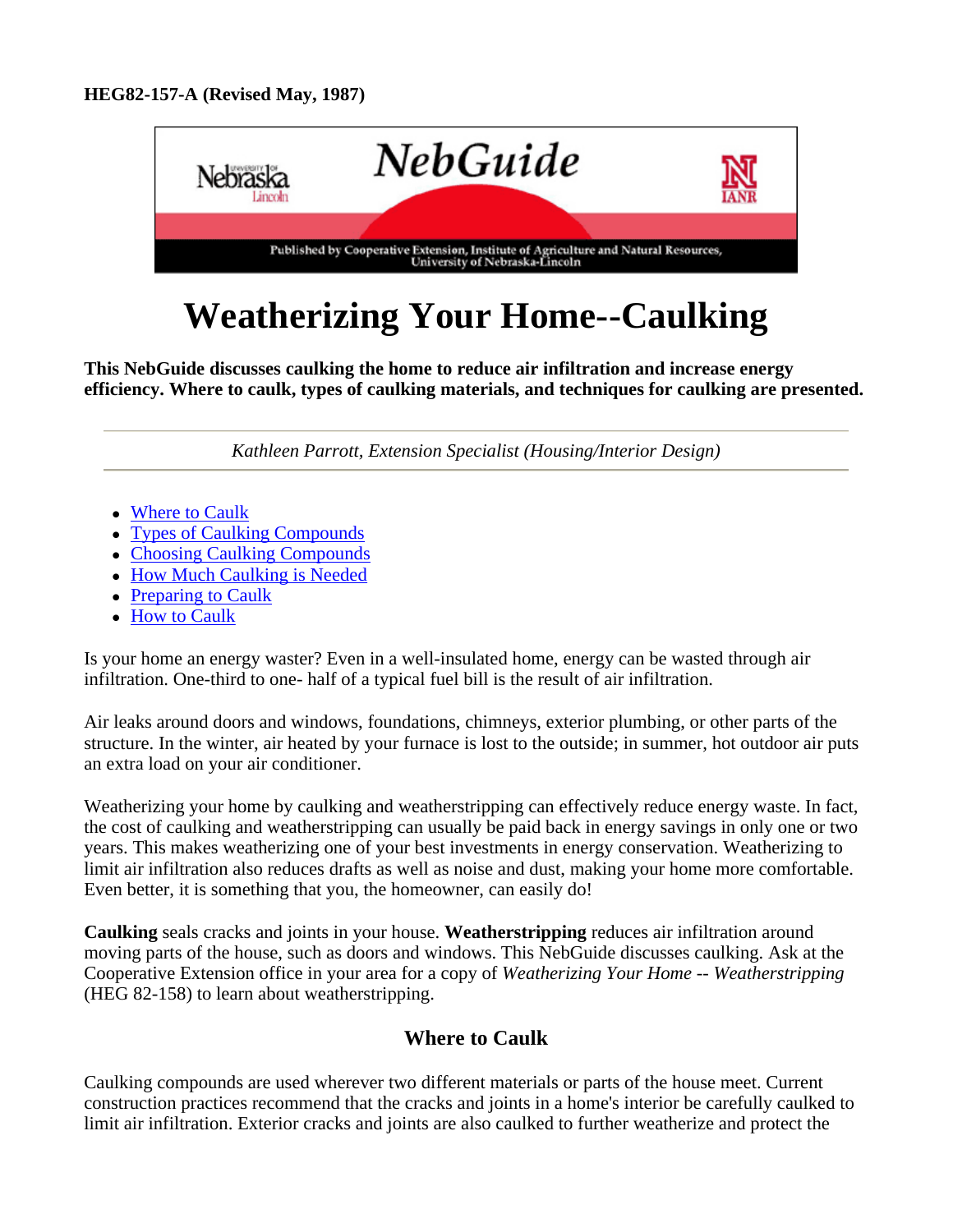HEG82-157-A (Revised May, 1987)

# Weatherizing Your Home--Caulking

**This NebGuide discusses caulking the home to reduce air infiltration and increase energy efficiency. Where to caulk, types of caulking materials, and techniques for caulking are presented.**

---

*Kathleen Parrott, Extension Specialist (Housing/Interior Design)*

---

- Where to Caulk
- Types of Caulking Compounds
- Choosing Caulking Compounds
- How Much Caulking is Needed
- Preparing to Caulk
- How to Caulk

Is your home an energy waster? Even in a well-insulated home, energy can be wasted through air infiltration. One-third to one- half of a typical fuel bill is the result of air infiltration.

Air leaks around doors and windows, foundations, chimneys, exterior plumbing, or other parts of the structure. In the winter, air heated by your furnace is lost to the outside; in summer, hot outdoor air puts an extra load on your air conditioner.

Weatherizing your home by caulking and weatherstripping can effectively reduce energy waste. In fact, the cost of caulking and weatherstripping can usually be paid back in energy savings in only one or two years. This makes weatherizing one of your best investments in energy conservation. Weatherizing to limit air infiltration also reduces drafts as well as noise and dust, making your home more comfortable. Even better, it is something that you, the homeowner, can easily do!

**Caulking** seals cracks and joints in your house. **Weatherstripping** reduces air infiltration around moving parts of the house, such as doors and windows. This NebGuide discusses caulking. Ask at the Cooperative Extension office in your area for a copy of *Weatherizing Your Home -- Weatherstripping* (HEG 82-158) to learn about weatherstripping.

### Where to Caulk

Caulking compounds are used wherever two different materials or parts of the house meet. Current construction practices recommend that the cracks and joints in a home's interior be carefully caulked to limit air infiltration. Exterior cracks and joints are also caulked to further weatherize and protect the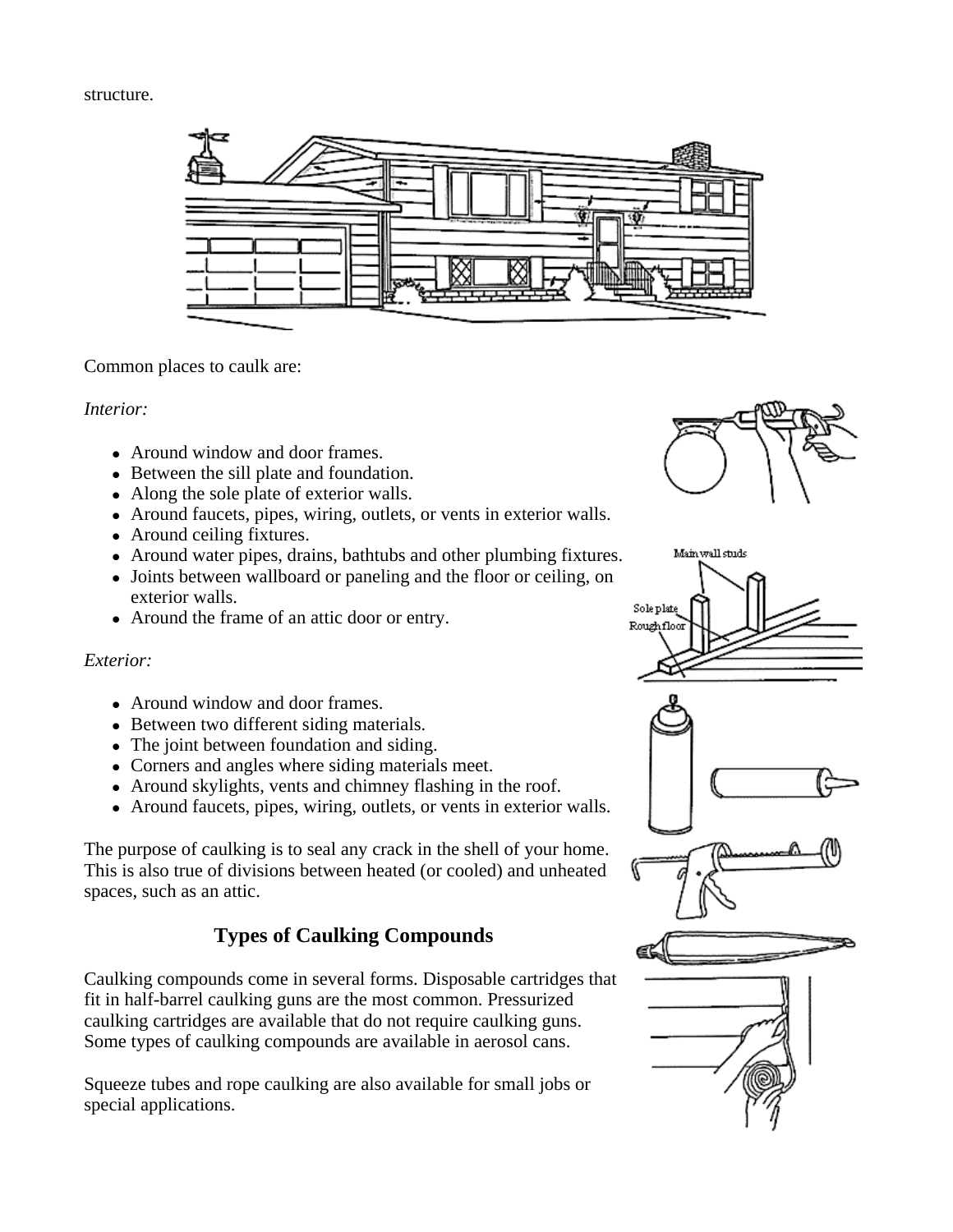structure.

Common places to caulk are:

*Interior:*

- Around window and door frames.
- Between the sill plate and foundation.
- Along the sole plate of exterior walls.
- Around faucets, pipes, wiring, outlets, or vents in exterior walls.
- Around ceiling fixtures.
- Around water pipes, drains, bathtubs and other plumbing fixtures.
- Joints between wallboard or paneling and the floor or ceiling, on exterior walls.
- Around the frame of an attic door or entry.

*Exterior:*

- Around window and door frames.
- Between two different siding materials.
- The joint between foundation and siding.
- Corners and angles where siding materials meet.
- Around skylights, vents and chimney flashing in the roof.
- Around faucets, pipes, wiring, outlets, or vents in exterior walls.

The purpose of caulking is to seal any crack in the shell of your home. This is also true of divisions between heated (or cooled) and unheated spaces, such as an attic.

## Types of Caulking Compounds

Caulking compounds come in several forms. Disposable cartridges that fit in half-barrel caulking guns are the most common. Pressurized caulking cartridges are available that do not require caulking guns. Some types of caulking compounds are available in aerosol cans.

Squeeze tubes and rope caulking are also available for small jobs or special applications.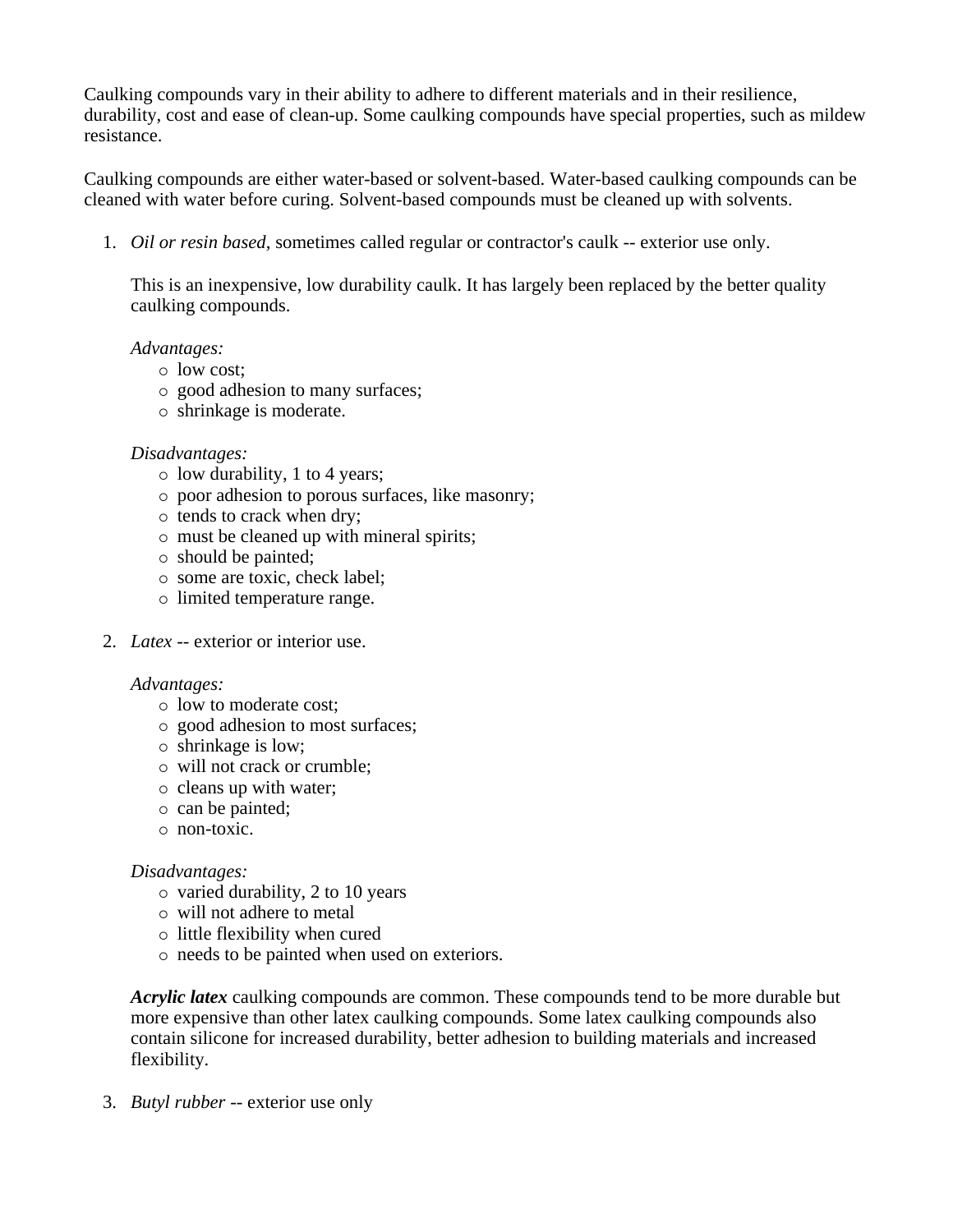Caulking compounds vary in their ability to adhere to different materials and in their resilience, durability, cost and ease of clean-up. Some caulking compounds have special properties, such as mildew resistance.

Caulking compounds are either water-based or solvent-based. Water-based caulking compounds can be cleaned with water before curing. Solvent-based compounds must be cleaned up with solvents.

1. *Oil or resin based*, sometimes called regular or contractor's caulk -- exterior use only.

   This is an inexpensive, low durability caulk. It has largely been replaced by the better quality caulking compounds.

   *Advantages:*
   - low cost;
   - good adhesion to many surfaces;
   - shrinkage is moderate.

   *Disadvantages:*
   - low durability, 1 to 4 years;
   - poor adhesion to porous surfaces, like masonry;
   - tends to crack when dry;
   - must be cleaned up with mineral spirits;
   - should be painted;
   - some are toxic, check label;
   - limited temperature range.

2. *Latex* -- exterior or interior use.

   *Advantages:*
   - low to moderate cost;
   - good adhesion to most surfaces;
   - shrinkage is low;
   - will not crack or crumble;
   - cleans up with water;
   - can be painted;
   - non-toxic.

   *Disadvantages:*
   - varied durability, 2 to 10 years
   - will not adhere to metal
   - little flexibility when cured
   - needs to be painted when used on exteriors.

   ***Acrylic latex*** caulking compounds are common. These compounds tend to be more durable but more expensive than other latex caulking compounds. Some latex caulking compounds also contain silicone for increased durability, better adhesion to building materials and increased flexibility.

3. *Butyl rubber* -- exterior use only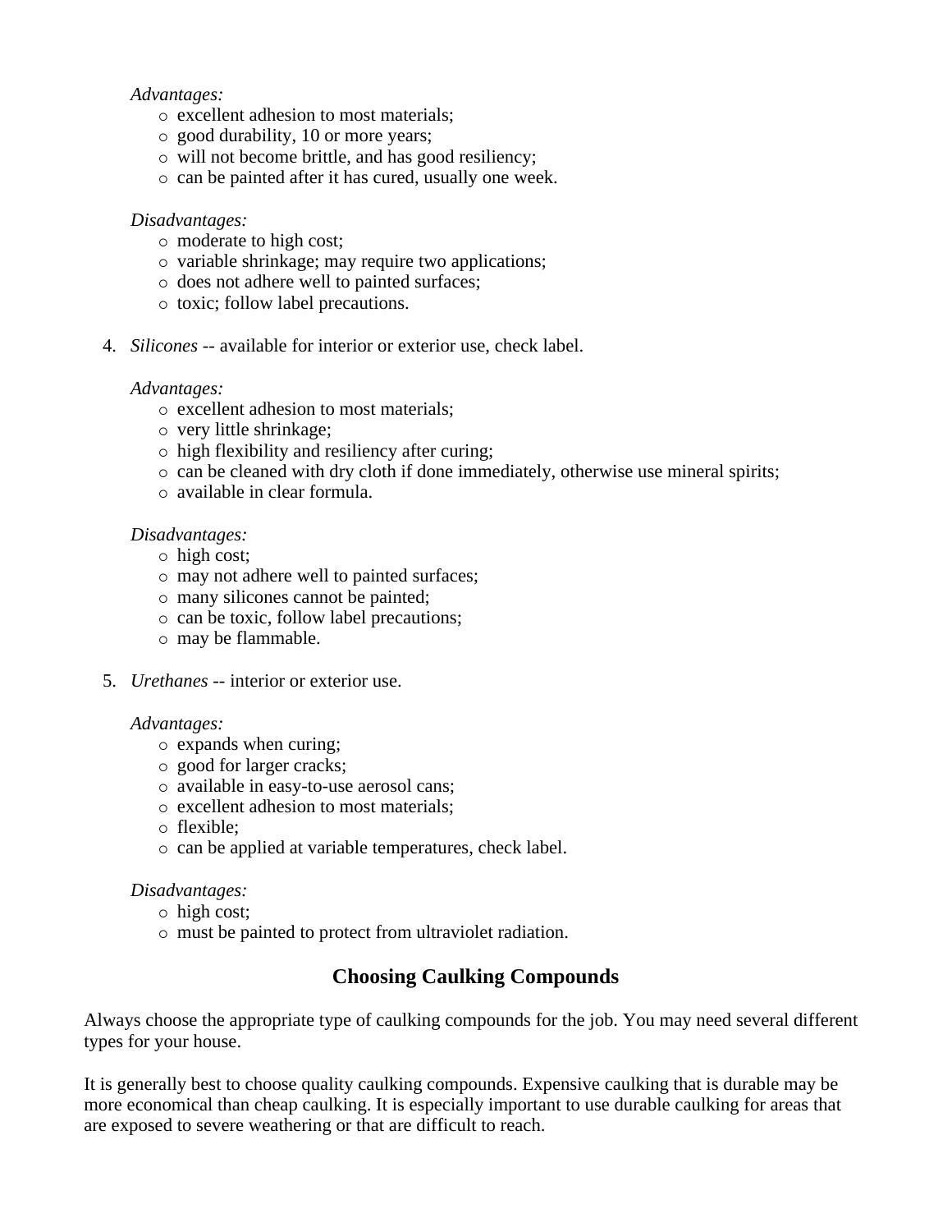*Advantages:*

- excellent adhesion to most materials;
- good durability, 10 or more years;
- will not become brittle, and has good resiliency;
- can be painted after it has cured, usually one week.

*Disadvantages:*

- moderate to high cost;
- variable shrinkage; may require two applications;
- does not adhere well to painted surfaces;
- toxic; follow label precautions.

4. *Silicones* -- available for interior or exterior use, check label.

   *Advantages:*

   - excellent adhesion to most materials;
   - very little shrinkage;
   - high flexibility and resiliency after curing;
   - can be cleaned with dry cloth if done immediately, otherwise use mineral spirits;
   - available in clear formula.

   *Disadvantages:*

   - high cost;
   - may not adhere well to painted surfaces;
   - many silicones cannot be painted;
   - can be toxic, follow label precautions;
   - may be flammable.

5. *Urethanes* -- interior or exterior use.

   *Advantages:*

   - expands when curing;
   - good for larger cracks;
   - available in easy-to-use aerosol cans;
   - excellent adhesion to most materials;
   - flexible;
   - can be applied at variable temperatures, check label.

   *Disadvantages:*

   - high cost;
   - must be painted to protect from ultraviolet radiation.

## Choosing Caulking Compounds

Always choose the appropriate type of caulking compounds for the job. You may need several different types for your house.

It is generally best to choose quality caulking compounds. Expensive caulking that is durable may be more economical than cheap caulking. It is especially important to use durable caulking for areas that are exposed to severe weathering or that are difficult to reach.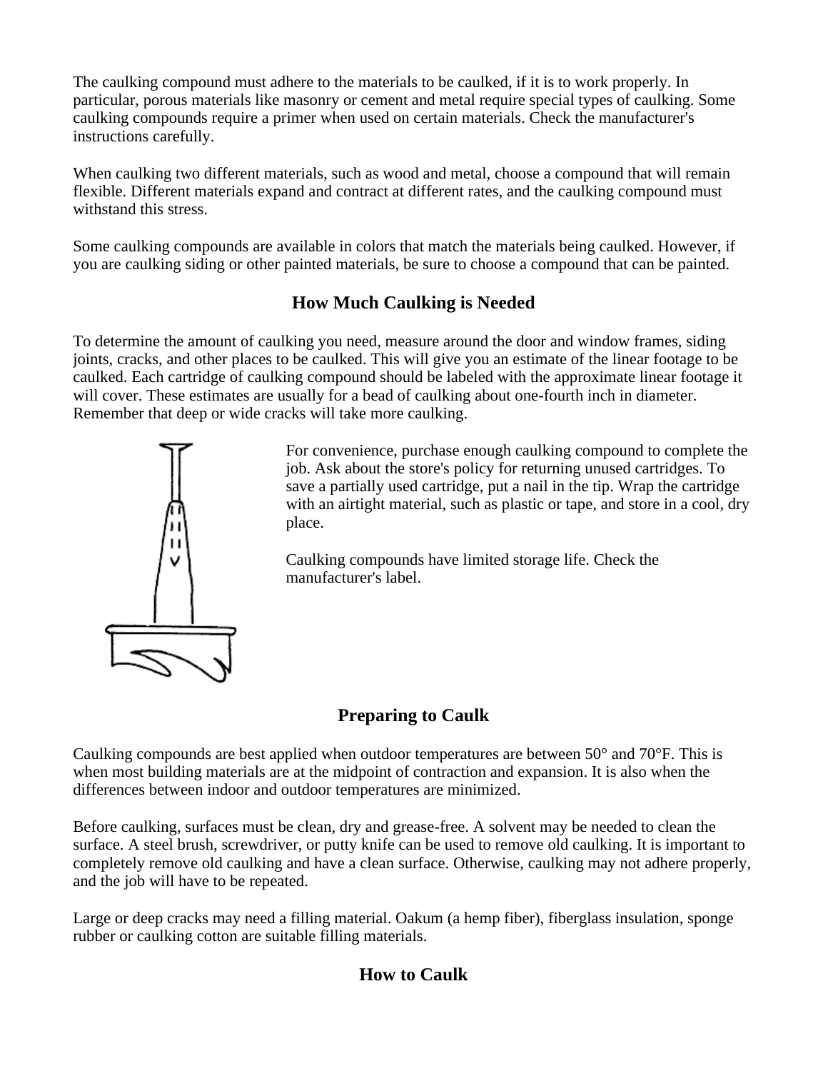The caulking compound must adhere to the materials to be caulked, if it is to work properly. In particular, porous materials like masonry or cement and metal require special types of caulking. Some caulking compounds require a primer when used on certain materials. Check the manufacturer's instructions carefully.

When caulking two different materials, such as wood and metal, choose a compound that will remain flexible. Different materials expand and contract at different rates, and the caulking compound must withstand this stress.

Some caulking compounds are available in colors that match the materials being caulked. However, if you are caulking siding or other painted materials, be sure to choose a compound that can be painted.

## How Much Caulking is Needed

To determine the amount of caulking you need, measure around the door and window frames, siding joints, cracks, and other places to be caulked. This will give you an estimate of the linear footage to be caulked. Each cartridge of caulking compound should be labeled with the approximate linear footage it will cover. These estimates are usually for a bead of caulking about one-fourth inch in diameter. Remember that deep or wide cracks will take more caulking.

For convenience, purchase enough caulking compound to complete the job. Ask about the store's policy for returning unused cartridges. To save a partially used cartridge, put a nail in the tip. Wrap the cartridge with an airtight material, such as plastic or tape, and store in a cool, dry place.

Caulking compounds have limited storage life. Check the manufacturer's label.

## Preparing to Caulk

Caulking compounds are best applied when outdoor temperatures are between 50° and 70°F. This is when most building materials are at the midpoint of contraction and expansion. It is also when the differences between indoor and outdoor temperatures are minimized.

Before caulking, surfaces must be clean, dry and grease-free. A solvent may be needed to clean the surface. A steel brush, screwdriver, or putty knife can be used to remove old caulking. It is important to completely remove old caulking and have a clean surface. Otherwise, caulking may not adhere properly, and the job will have to be repeated.

Large or deep cracks may need a filling material. Oakum (a hemp fiber), fiberglass insulation, sponge rubber or caulking cotton are suitable filling materials.

## How to Caulk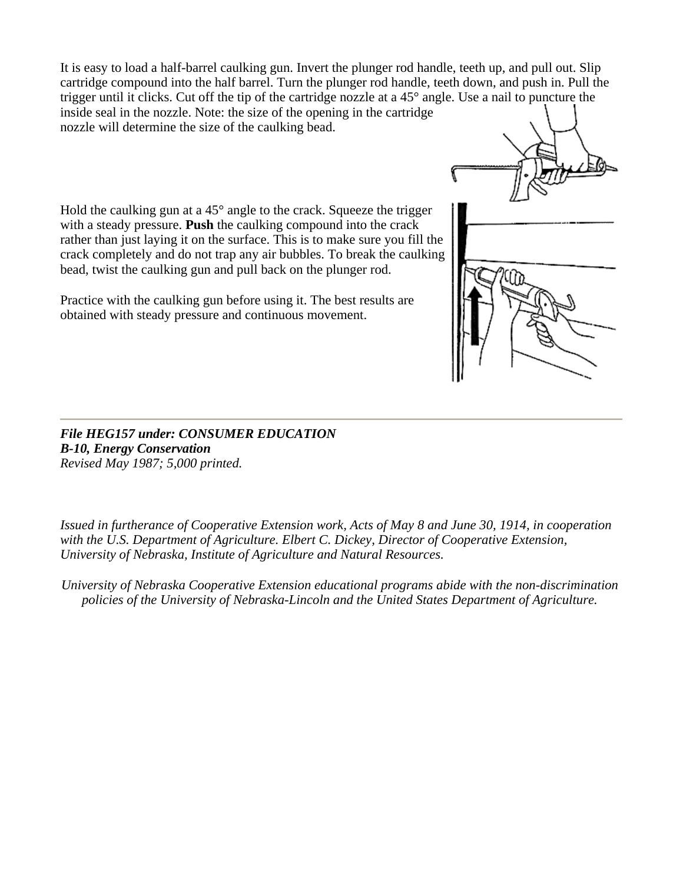It is easy to load a half-barrel caulking gun. Invert the plunger rod handle, teeth up, and pull out. Slip cartridge compound into the half barrel. Turn the plunger rod handle, teeth down, and push in. Pull the trigger until it clicks. Cut off the tip of the cartridge nozzle at a 45° angle. Use a nail to puncture the inside seal in the nozzle. Note: the size of the opening in the cartridge nozzle will determine the size of the caulking bead.

Hold the caulking gun at a 45° angle to the crack. Squeeze the trigger with a steady pressure. **Push** the caulking compound into the crack rather than just laying it on the surface. This is to make sure you fill the crack completely and do not trap any air bubbles. To break the caulking bead, twist the caulking gun and pull back on the plunger rod.

Practice with the caulking gun before using it. The best results are obtained with steady pressure and continuous movement.

---

***File HEG157 under: CONSUMER EDUCATION***
***B-10, Energy Conservation***
*Revised May 1987; 5,000 printed.*

*Issued in furtherance of Cooperative Extension work, Acts of May 8 and June 30, 1914, in cooperation with the U.S. Department of Agriculture. Elbert C. Dickey, Director of Cooperative Extension, University of Nebraska, Institute of Agriculture and Natural Resources.*

*University of Nebraska Cooperative Extension educational programs abide with the non-discrimination policies of the University of Nebraska-Lincoln and the United States Department of Agriculture.*